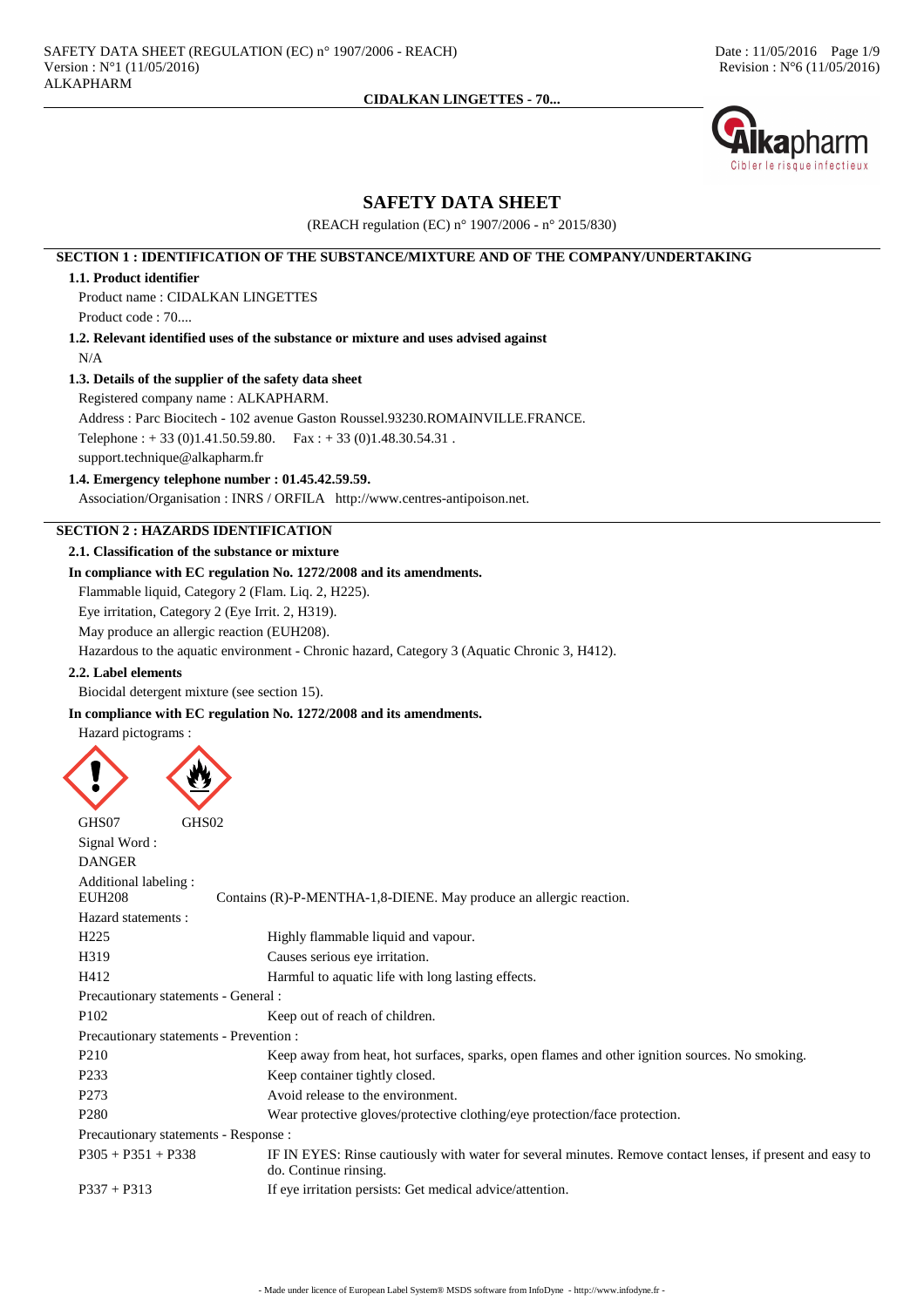# SAFETY DATA SHEET

(REACH regulation (EC) n° 1907/2006 - n° 2015/830)

## SECTION 1 : IDENTIFICATION OF THE SUBSTANCE/MIXTURE AND OF THE COMPANY/UNDERTAKING

### 1.1. Product identifier

Product name : CIDALKAN LINGETTES

Product code : 70....

### 1.2. Relevant identified uses of the substance or mixture and uses advised against

N/A

### 1.3. Details of the supplier of the safety data sheet

Registered company name : ALKAPHARM.

Address : Parc Biocitech - 102 avenue Gaston Roussel.93230.ROMAINVILLE.FRANCE.

Telephone : + 33 (0)1.41.50.59.80. Fax : + 33 (0)1.48.30.54.31 .

support.technique@alkapharm.fr

### 1.4. Emergency telephone number : 01.45.42.59.59.

Association/Organisation : INRS / ORFILA http://www.centres-antipoison.net.

## SECTION 2 : HAZARDS IDENTIFICATION

### 2.1. Classification of the substance or mixture

**In compliance with EC regulation No. 1272/2008 and its amendments.**

Flammable liquid, Category 2 (Flam. Liq. 2, H225).

Eye irritation, Category 2 (Eye Irrit. 2, H319).

May produce an allergic reaction (EUH208).

Hazardous to the aquatic environment - Chronic hazard, Category 3 (Aquatic Chronic 3, H412).

### 2.2. Label elements

Biocidal detergent mixture (see section 15).

**In compliance with EC regulation No. 1272/2008 and its amendments.**

Hazard pictograms :

GHS07 GHS02

Signal Word :

DANGER

Additional labeling :

| | |
|---|---|
| EUH208 | Contains (R)-P-MENTHA-1,8-DIENE. May produce an allergic reaction. |

Hazard statements :

| | |
|---|---|
| H225 | Highly flammable liquid and vapour. |
| H319 | Causes serious eye irritation. |
| H412 | Harmful to aquatic life with long lasting effects. |

Precautionary statements - General :

| | |
|---|---|
| P102 | Keep out of reach of children. |

Precautionary statements - Prevention :

| | |
|---|---|
| P210 | Keep away from heat, hot surfaces, sparks, open flames and other ignition sources. No smoking. |
| P233 | Keep container tightly closed. |
| P273 | Avoid release to the environment. |
| P280 | Wear protective gloves/protective clothing/eye protection/face protection. |

Precautionary statements - Response :

| | |
|---|---|
| P305 + P351 + P338 | IF IN EYES: Rinse cautiously with water for several minutes. Remove contact lenses, if present and easy to do. Continue rinsing. |
| P337 + P313 | If eye irritation persists: Get medical advice/attention. |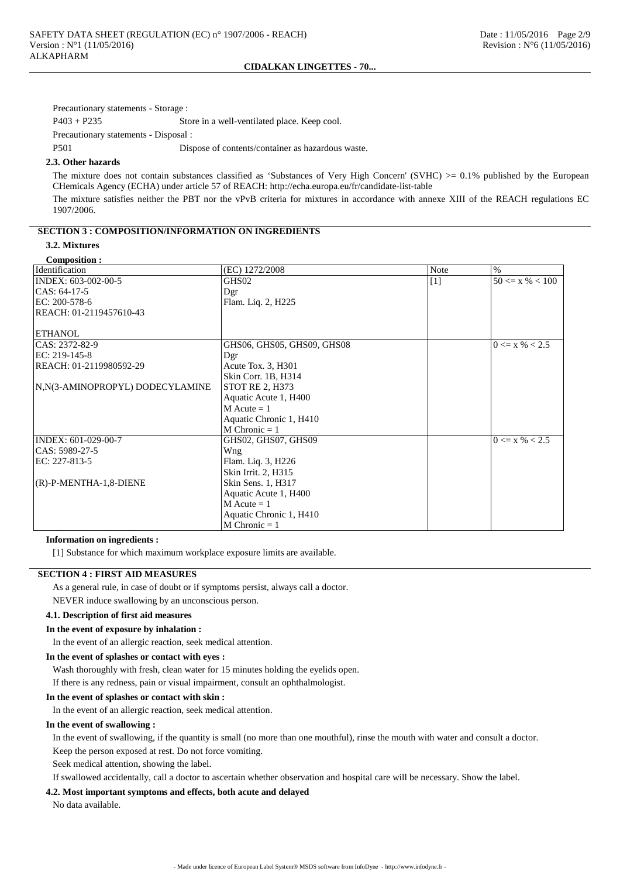Precautionary statements - Storage :

P403 + P235 Store in a well-ventilated place. Keep cool.

Precautionary statements - Disposal :

P501 Dispose of contents/container as hazardous waste.

### 2.3. Other hazards

The mixture does not contain substances classified as 'Substances of Very High Concern' (SVHC) >= 0.1% published by the European CHemicals Agency (ECHA) under article 57 of REACH: http://echa.europa.eu/fr/candidate-list-table

The mixture satisfies neither the PBT nor the vPvB criteria for mixtures in accordance with annexe XIII of the REACH regulations EC 1907/2006.

## SECTION 3 : COMPOSITION/INFORMATION ON INGREDIENTS

### 3.2. Mixtures

**Composition :**

| Identification | (EC) 1272/2008 | Note | % |
|---|---|---|---|
| INDEX: 603-002-00-5<br>CAS: 64-17-5<br>EC: 200-578-6<br>REACH: 01-2119457610-43<br><br>ETHANOL | GHS02<br>Dgr<br>Flam. Liq. 2, H225 | [1] | 50 <= x % < 100 |
| CAS: 2372-82-9<br>EC: 219-145-8<br>REACH: 01-2119980592-29<br><br>N,N(3-AMINOPROPYL) DODECYLAMINE | GHS06, GHS05, GHS09, GHS08<br>Dgr<br>Acute Tox. 3, H301<br>Skin Corr. 1B, H314<br>STOT RE 2, H373<br>Aquatic Acute 1, H400<br>M Acute = 1<br>Aquatic Chronic 1, H410<br>M Chronic = 1 | | 0 <= x % < 2.5 |
| INDEX: 601-029-00-7<br>CAS: 5989-27-5<br>EC: 227-813-5<br><br>(R)-P-MENTHA-1,8-DIENE | GHS02, GHS07, GHS09<br>Wng<br>Flam. Liq. 3, H226<br>Skin Irrit. 2, H315<br>Skin Sens. 1, H317<br>Aquatic Acute 1, H400<br>M Acute = 1<br>Aquatic Chronic 1, H410<br>M Chronic = 1 | | 0 <= x % < 2.5 |

**Information on ingredients :**

[1] Substance for which maximum workplace exposure limits are available.

## SECTION 4 : FIRST AID MEASURES

As a general rule, in case of doubt or if symptoms persist, always call a doctor.

NEVER induce swallowing by an unconscious person.

### 4.1. Description of first aid measures

**In the event of exposure by inhalation :**

In the event of an allergic reaction, seek medical attention.

**In the event of splashes or contact with eyes :**

Wash thoroughly with fresh, clean water for 15 minutes holding the eyelids open.

If there is any redness, pain or visual impairment, consult an ophthalmologist.

**In the event of splashes or contact with skin :**

In the event of an allergic reaction, seek medical attention.

**In the event of swallowing :**

In the event of swallowing, if the quantity is small (no more than one mouthful), rinse the mouth with water and consult a doctor.

Keep the person exposed at rest. Do not force vomiting.

Seek medical attention, showing the label.

If swallowed accidentally, call a doctor to ascertain whether observation and hospital care will be necessary. Show the label.

### 4.2. Most important symptoms and effects, both acute and delayed

No data available.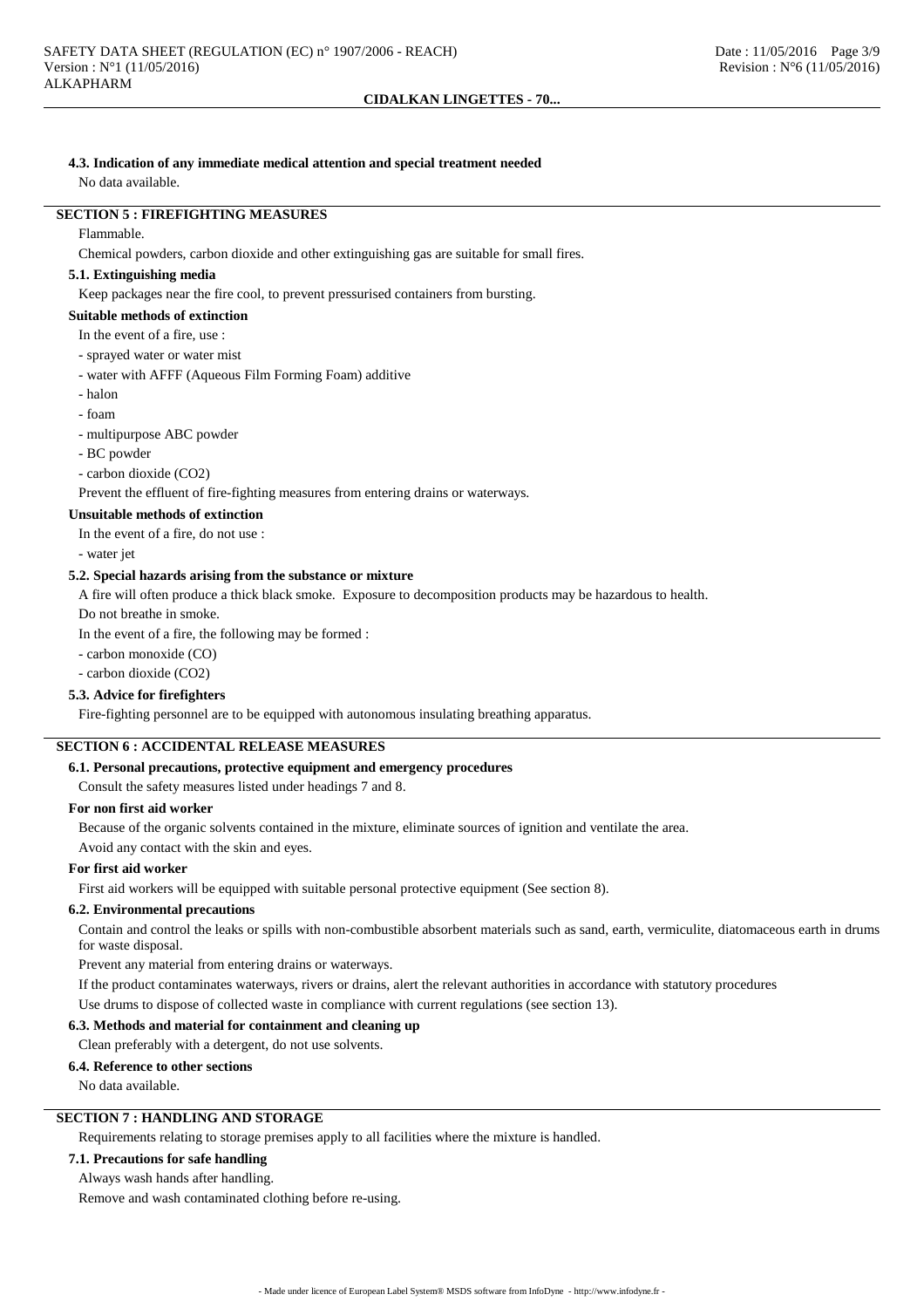#### 4.3. Indication of any immediate medical attention and special treatment needed

No data available.

## SECTION 5 : FIREFIGHTING MEASURES

Flammable.

Chemical powders, carbon dioxide and other extinguishing gas are suitable for small fires.

#### 5.1. Extinguishing media

Keep packages near the fire cool, to prevent pressurised containers from bursting.

**Suitable methods of extinction**

In the event of a fire, use :

- sprayed water or water mist
- water with AFFF (Aqueous Film Forming Foam) additive
- halon
- foam
- multipurpose ABC powder
- BC powder
- carbon dioxide ($CO_2$)

Prevent the effluent of fire-fighting measures from entering drains or waterways.

**Unsuitable methods of extinction**

In the event of a fire, do not use :

- water jet

#### 5.2. Special hazards arising from the substance or mixture

A fire will often produce a thick black smoke. Exposure to decomposition products may be hazardous to health.

Do not breathe in smoke.

In the event of a fire, the following may be formed :

- carbon monoxide (CO)
- carbon dioxide ($CO_2$)

#### 5.3. Advice for firefighters

Fire-fighting personnel are to be equipped with autonomous insulating breathing apparatus.

## SECTION 6 : ACCIDENTAL RELEASE MEASURES

#### 6.1. Personal precautions, protective equipment and emergency procedures

Consult the safety measures listed under headings 7 and 8.

**For non first aid worker**

Because of the organic solvents contained in the mixture, eliminate sources of ignition and ventilate the area.

Avoid any contact with the skin and eyes.

**For first aid worker**

First aid workers will be equipped with suitable personal protective equipment (See section 8).

#### 6.2. Environmental precautions

Contain and control the leaks or spills with non-combustible absorbent materials such as sand, earth, vermiculite, diatomaceous earth in drums for waste disposal.

Prevent any material from entering drains or waterways.

If the product contaminates waterways, rivers or drains, alert the relevant authorities in accordance with statutory procedures

Use drums to dispose of collected waste in compliance with current regulations (see section 13).

#### 6.3. Methods and material for containment and cleaning up

Clean preferably with a detergent, do not use solvents.

#### 6.4. Reference to other sections

No data available.

## SECTION 7 : HANDLING AND STORAGE

Requirements relating to storage premises apply to all facilities where the mixture is handled.

#### 7.1. Precautions for safe handling

Always wash hands after handling.

Remove and wash contaminated clothing before re-using.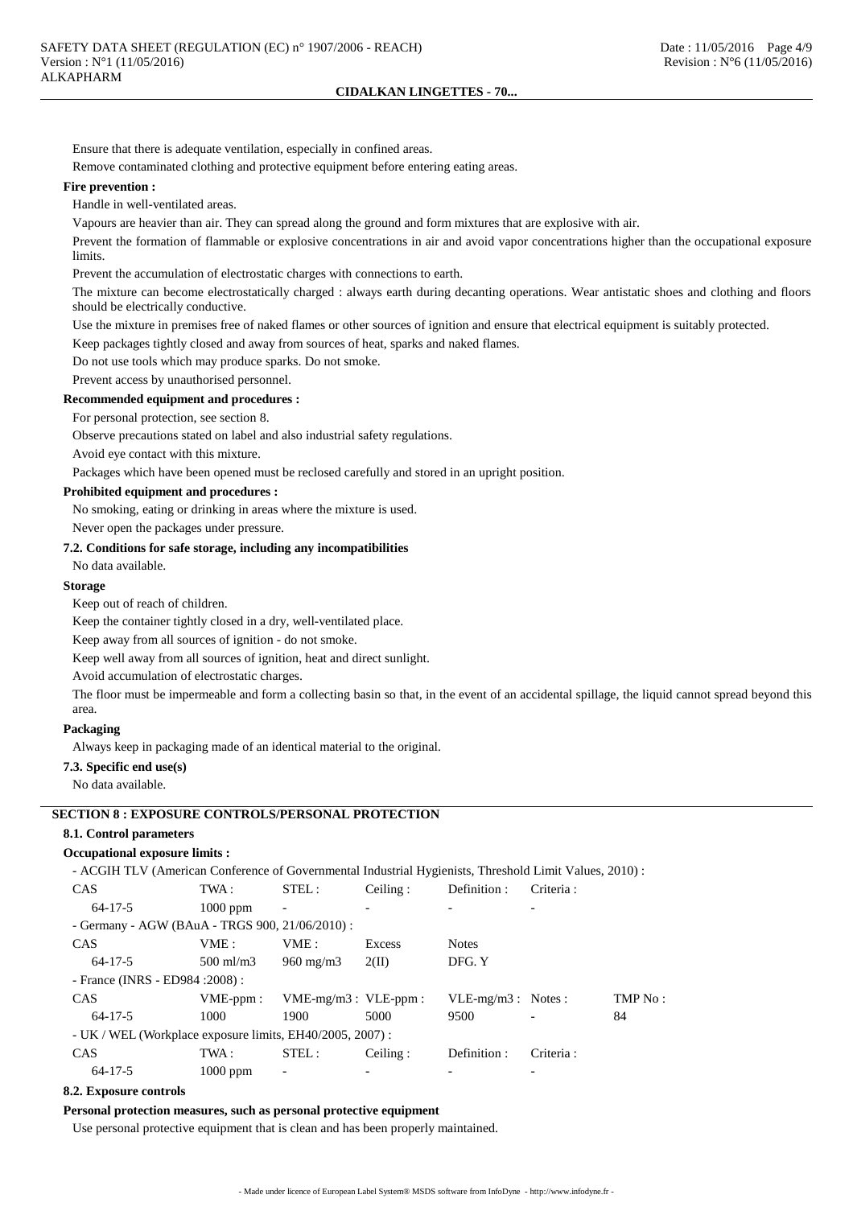Ensure that there is adequate ventilation, especially in confined areas.

Remove contaminated clothing and protective equipment before entering eating areas.

**Fire prevention :**

Handle in well-ventilated areas.

Vapours are heavier than air. They can spread along the ground and form mixtures that are explosive with air.

Prevent the formation of flammable or explosive concentrations in air and avoid vapor concentrations higher than the occupational exposure limits.

Prevent the accumulation of electrostatic charges with connections to earth.

The mixture can become electrostatically charged : always earth during decanting operations. Wear antistatic shoes and clothing and floors should be electrically conductive.

Use the mixture in premises free of naked flames or other sources of ignition and ensure that electrical equipment is suitably protected.

Keep packages tightly closed and away from sources of heat, sparks and naked flames.

Do not use tools which may produce sparks. Do not smoke.

Prevent access by unauthorised personnel.

**Recommended equipment and procedures :**

For personal protection, see section 8.

Observe precautions stated on label and also industrial safety regulations.

Avoid eye contact with this mixture.

Packages which have been opened must be reclosed carefully and stored in an upright position.

**Prohibited equipment and procedures :**

No smoking, eating or drinking in areas where the mixture is used.

Never open the packages under pressure.

**7.2. Conditions for safe storage, including any incompatibilities**

No data available.

**Storage**

Keep out of reach of children.

Keep the container tightly closed in a dry, well-ventilated place.

Keep away from all sources of ignition - do not smoke.

Keep well away from all sources of ignition, heat and direct sunlight.

Avoid accumulation of electrostatic charges.

The floor must be impermeable and form a collecting basin so that, in the event of an accidental spillage, the liquid cannot spread beyond this area.

**Packaging**

Always keep in packaging made of an identical material to the original.

**7.3. Specific end use(s)**

No data available.

## SECTION 8 : EXPOSURE CONTROLS/PERSONAL PROTECTION

**8.1. Control parameters**

**Occupational exposure limits :**

- ACGIH TLV (American Conference of Governmental Industrial Hygienists, Threshold Limit Values, 2010) :

| CAS | TWA : | STEL : | Ceiling : | Definition : | Criteria : |
|---|---|---|---|---|---|
| 64-17-5 | 1000 ppm | - | - | - | - |

- Germany - AGW (BAuA - TRGS 900, 21/06/2010) :

| CAS | VME : | VME : | Excess | Notes |
|---|---|---|---|---|
| 64-17-5 | 500 ml/m3 | 960 mg/m3 | 2(II) | DFG. Y |

- France (INRS - ED984 :2008) :

| CAS | VME-ppm : | VME-mg/m3 : | VLE-ppm : | VLE-mg/m3 : | Notes : | TMP No : |
|---|---|---|---|---|---|---|
| 64-17-5 | 1000 | 1900 | 5000 | 9500 | - | 84 |

- UK / WEL (Workplace exposure limits, EH40/2005, 2007) :

| CAS | TWA : | STEL : | Ceiling : | Definition : | Criteria : |
|---|---|---|---|---|---|
| 64-17-5 | 1000 ppm | - | - | - | - |

**8.2. Exposure controls**

**Personal protection measures, such as personal protective equipment**

Use personal protective equipment that is clean and has been properly maintained.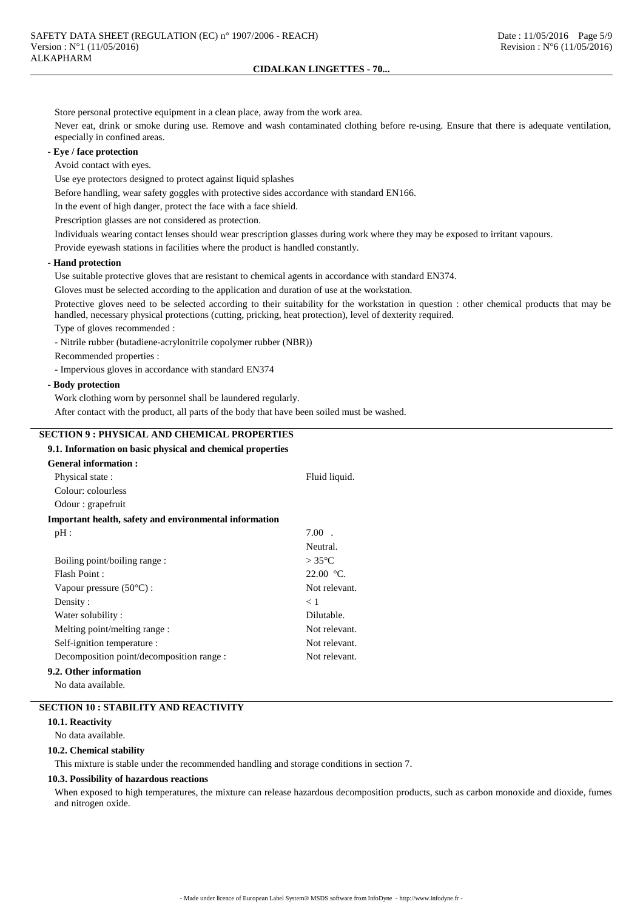Store personal protective equipment in a clean place, away from the work area.

Never eat, drink or smoke during use. Remove and wash contaminated clothing before re-using. Ensure that there is adequate ventilation, especially in confined areas.

**- Eye / face protection**

Avoid contact with eyes.

Use eye protectors designed to protect against liquid splashes

Before handling, wear safety goggles with protective sides accordance with standard EN166.

In the event of high danger, protect the face with a face shield.

Prescription glasses are not considered as protection.

Individuals wearing contact lenses should wear prescription glasses during work where they may be exposed to irritant vapours.

Provide eyewash stations in facilities where the product is handled constantly.

**- Hand protection**

Use suitable protective gloves that are resistant to chemical agents in accordance with standard EN374.

Gloves must be selected according to the application and duration of use at the workstation.

Protective gloves need to be selected according to their suitability for the workstation in question : other chemical products that may be handled, necessary physical protections (cutting, pricking, heat protection), level of dexterity required.

Type of gloves recommended :

- Nitrile rubber (butadiene-acrylonitrile copolymer rubber (NBR))

Recommended properties :

- Impervious gloves in accordance with standard EN374

**- Body protection**

Work clothing worn by personnel shall be laundered regularly.

After contact with the product, all parts of the body that have been soiled must be washed.

## SECTION 9 : PHYSICAL AND CHEMICAL PROPERTIES

### 9.1. Information on basic physical and chemical properties

**General information :**

| | |
|---|---|
| Physical state : | Fluid liquid. |
| Colour: colourless | |
| Odour : grapefruit | |

**Important health, safety and environmental information**

| | |
|---|---|
| pH : | 7.00 . |
| | Neutral. |
| Boiling point/boiling range : | > 35°C |
| Flash Point : | 22.00 °C. |
| Vapour pressure (50°C) : | Not relevant. |
| Density : | < 1 |
| Water solubility : | Dilutable. |
| Melting point/melting range : | Not relevant. |
| Self-ignition temperature : | Not relevant. |
| Decomposition point/decomposition range : | Not relevant. |

### 9.2. Other information

No data available.

## SECTION 10 : STABILITY AND REACTIVITY

### 10.1. Reactivity

No data available.

### 10.2. Chemical stability

This mixture is stable under the recommended handling and storage conditions in section 7.

### 10.3. Possibility of hazardous reactions

When exposed to high temperatures, the mixture can release hazardous decomposition products, such as carbon monoxide and dioxide, fumes and nitrogen oxide.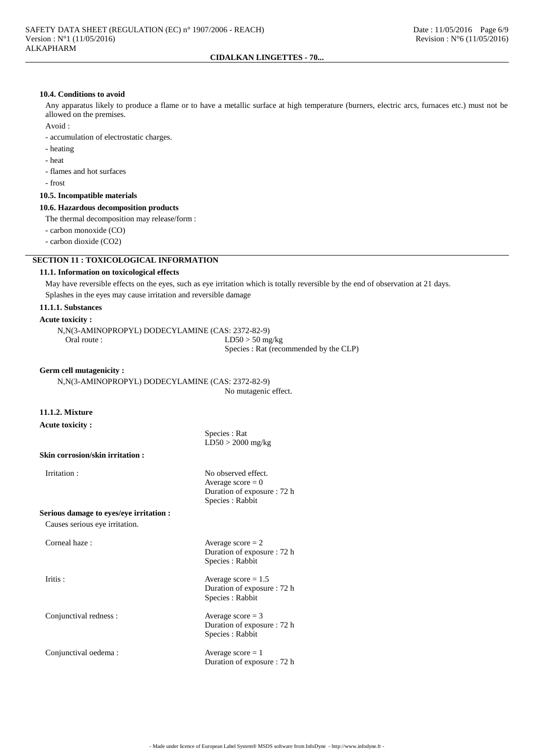#### 10.4. Conditions to avoid

Any apparatus likely to produce a flame or to have a metallic surface at high temperature (burners, electric arcs, furnaces etc.) must not be allowed on the premises.

Avoid :

- accumulation of electrostatic charges.
- heating
- heat
- flames and hot surfaces
- frost

#### 10.5. Incompatible materials

#### 10.6. Hazardous decomposition products

The thermal decomposition may release/form :

- carbon monoxide (CO)
- carbon dioxide ($CO_2$)

## SECTION 11 : TOXICOLOGICAL INFORMATION

#### 11.1. Information on toxicological effects

May have reversible effects on the eyes, such as eye irritation which is totally reversible by the end of observation at 21 days.

Splashes in the eyes may cause irritation and reversible damage

#### 11.1.1. Substances

**Acute toxicity :**

N,N(3-AMINOPROPYL) DODECYLAMINE (CAS: 2372-82-9)

Oral route : LD50 > 50 mg/kg
Species : Rat (recommended by the CLP)

**Germ cell mutagenicity :**

N,N(3-AMINOPROPYL) DODECYLAMINE (CAS: 2372-82-9)

No mutagenic effect.

#### 11.1.2. Mixture

**Acute toxicity :**

Species : Rat
LD50 > 2000 mg/kg

**Skin corrosion/skin irritation :**

Irritation : No observed effect.
Average score = 0
Duration of exposure : 72 h
Species : Rabbit

**Serious damage to eyes/eye irritation :**

Causes serious eye irritation.

Corneal haze : Average score = 2
Duration of exposure : 72 h
Species : Rabbit

Iritis : Average score = 1.5
Duration of exposure : 72 h
Species : Rabbit

Conjunctival redness : Average score = 3
Duration of exposure : 72 h
Species : Rabbit

Conjunctival oedema : Average score = 1
Duration of exposure : 72 h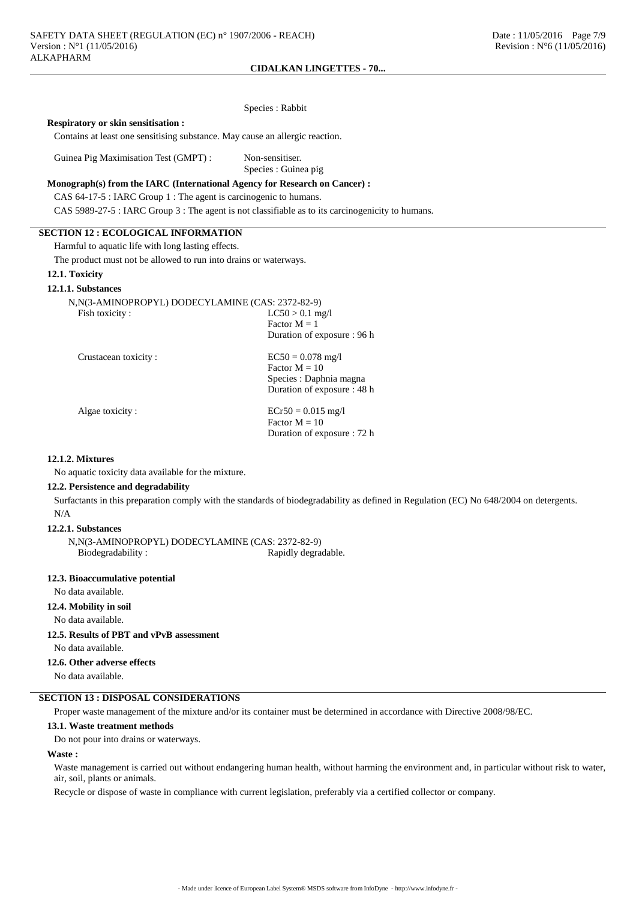Species : Rabbit

**Respiratory or skin sensitisation :**

Contains at least one sensitising substance. May cause an allergic reaction.

Guinea Pig Maximisation Test (GMPT) : Non-sensitiser.
Species : Guinea pig

**Monograph(s) from the IARC (International Agency for Research on Cancer) :**

CAS 64-17-5 : IARC Group 1 : The agent is carcinogenic to humans.

CAS 5989-27-5 : IARC Group 3 : The agent is not classifiable as to its carcinogenicity to humans.

## SECTION 12 : ECOLOGICAL INFORMATION

Harmful to aquatic life with long lasting effects.

The product must not be allowed to run into drains or waterways.

### 12.1. Toxicity

#### 12.1.1. Substances

N,N(3-AMINOPROPYL) DODECYLAMINE (CAS: 2372-82-9)

Fish toxicity : $LC50 > 0.1$ mg/l
Factor M = 1
Duration of exposure : 96 h

Crustacean toxicity : $EC50 = 0.078$ mg/l
Factor M = 10
Species : Daphnia magna
Duration of exposure : 48 h

Algae toxicity : $ECr50 = 0.015$ mg/l
Factor M = 10
Duration of exposure : 72 h

#### 12.1.2. Mixtures

No aquatic toxicity data available for the mixture.

### 12.2. Persistence and degradability

Surfactants in this preparation comply with the standards of biodegradability as defined in Regulation (EC) No 648/2004 on detergents.

N/A

#### 12.2.1. Substances

N,N(3-AMINOPROPYL) DODECYLAMINE (CAS: 2372-82-9)

Biodegradability : Rapidly degradable.

### 12.3. Bioaccumulative potential

No data available.

### 12.4. Mobility in soil

No data available.

### 12.5. Results of PBT and vPvB assessment

No data available.

### 12.6. Other adverse effects

No data available.

## SECTION 13 : DISPOSAL CONSIDERATIONS

Proper waste management of the mixture and/or its container must be determined in accordance with Directive 2008/98/EC.

### 13.1. Waste treatment methods

Do not pour into drains or waterways.

**Waste :**

Waste management is carried out without endangering human health, without harming the environment and, in particular without risk to water, air, soil, plants or animals.

Recycle or dispose of waste in compliance with current legislation, preferably via a certified collector or company.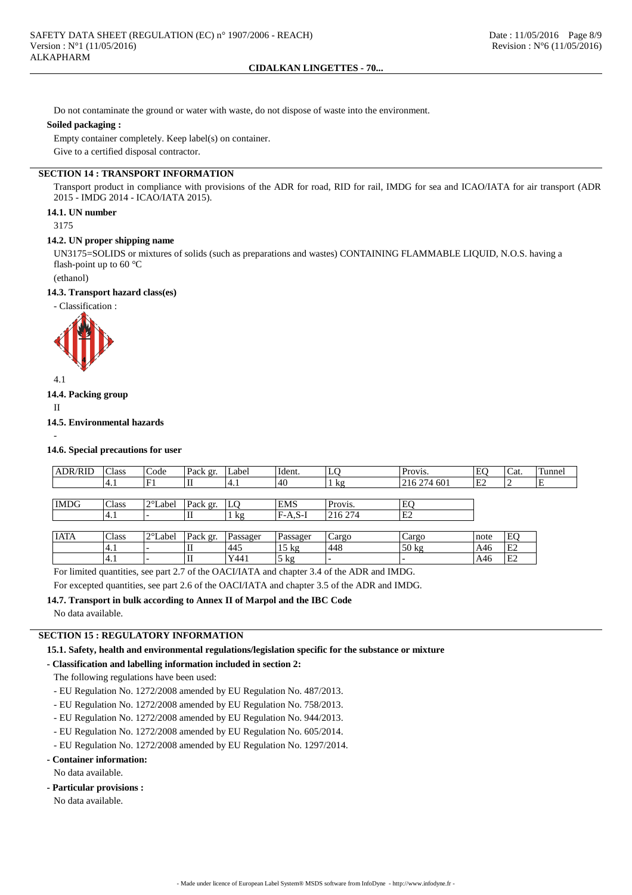Do not contaminate the ground or water with waste, do not dispose of waste into the environment.

**Soiled packaging :**

Empty container completely. Keep label(s) on container.

Give to a certified disposal contractor.

## SECTION 14 : TRANSPORT INFORMATION

Transport product in compliance with provisions of the ADR for road, RID for rail, IMDG for sea and ICAO/IATA for air transport (ADR 2015 - IMDG 2014 - ICAO/IATA 2015).

### 14.1. UN number

3175

### 14.2. UN proper shipping name

UN3175=SOLIDS or mixtures of solids (such as preparations and wastes) CONTAINING FLAMMABLE LIQUID, N.O.S. having a flash-point up to 60 °C

(ethanol)

### 14.3. Transport hazard class(es)

- Classification :

4.1

### 14.4. Packing group

II

### 14.5. Environmental hazards

-

### 14.6. Special precautions for user

| ADR/RID | Class | Code | Pack gr. | Label | Ident. | LQ | Provis. | EQ | Cat. | Tunnel |
|---|---|---|---|---|---|---|---|---|---|---|
| | 4.1 | F1 | II | 4.1 | 40 | 1 kg | 216 274 601 | E2 | 2 | E |

| IMDG | Class | 2°Label | Pack gr. | LQ | EMS | Provis. | EQ |
|---|---|---|---|---|---|---|---|
| | 4.1 | - | II | 1 kg | F-A,S-I | 216 274 | E2 |

| IATA | Class | 2°Label | Pack gr. | Passager | Passager | Cargo | Cargo | note | EQ |
|---|---|---|---|---|---|---|---|---|---|
| | 4.1 | - | II | 445 | 15 kg | 448 | 50 kg | A46 | E2 |
| | 4.1 | - | II | Y441 | 5 kg | - | - | A46 | E2 |

For limited quantities, see part 2.7 of the OACI/IATA and chapter 3.4 of the ADR and IMDG.

For excepted quantities, see part 2.6 of the OACI/IATA and chapter 3.5 of the ADR and IMDG.

### 14.7. Transport in bulk according to Annex II of Marpol and the IBC Code

No data available.

## SECTION 15 : REGULATORY INFORMATION

### 15.1. Safety, health and environmental regulations/legislation specific for the substance or mixture

**- Classification and labelling information included in section 2:**

The following regulations have been used:

- EU Regulation No. 1272/2008 amended by EU Regulation No. 487/2013.
- EU Regulation No. 1272/2008 amended by EU Regulation No. 758/2013.
- EU Regulation No. 1272/2008 amended by EU Regulation No. 944/2013.
- EU Regulation No. 1272/2008 amended by EU Regulation No. 605/2014.
- EU Regulation No. 1272/2008 amended by EU Regulation No. 1297/2014.

**- Container information:**

No data available.

**- Particular provisions :**

No data available.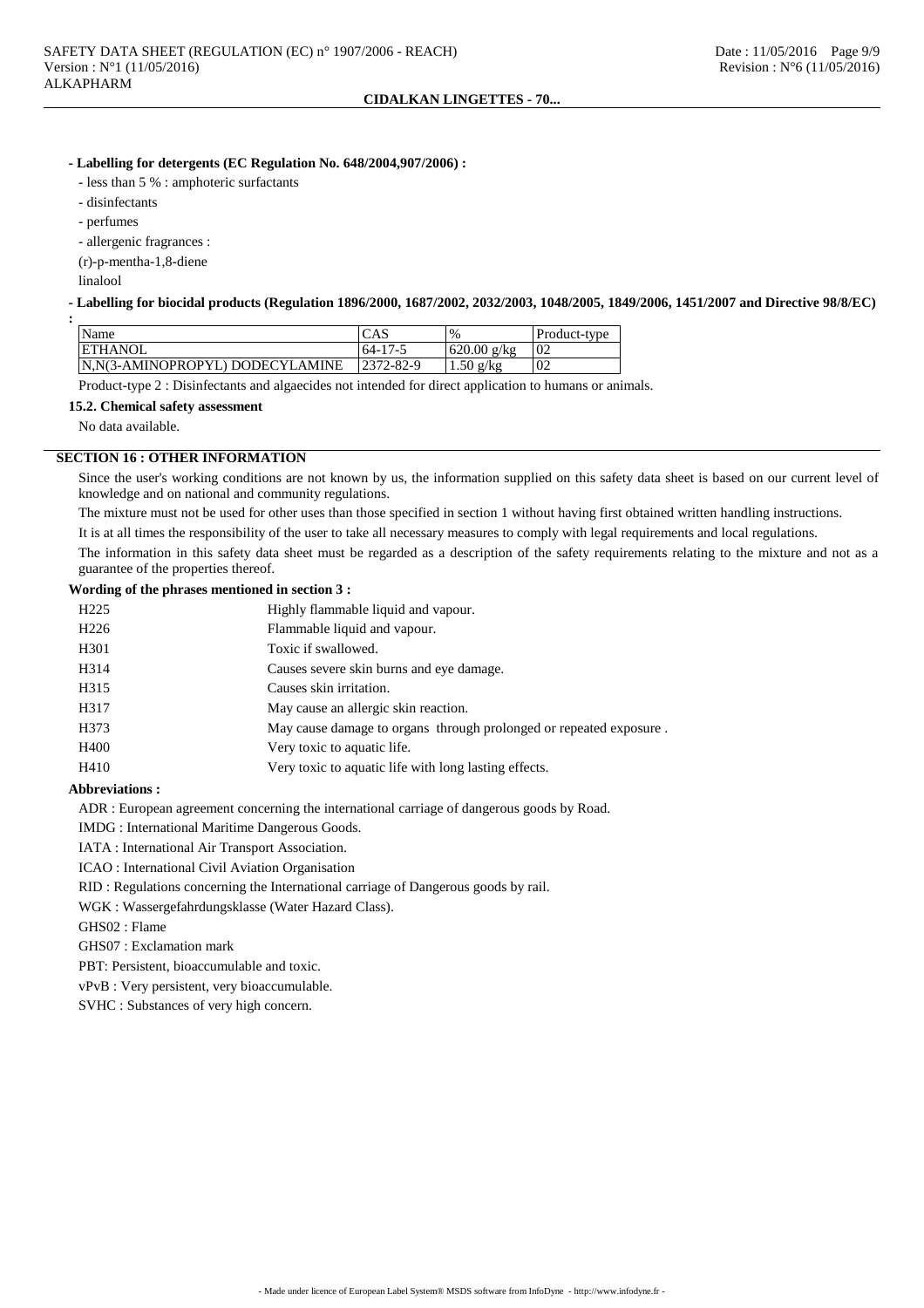**- Labelling for detergents (EC Regulation No. 648/2004,907/2006) :**

- less than 5 % : amphoteric surfactants
- disinfectants
- perfumes
- allergenic fragrances :

(r)-p-mentha-1,8-diene

linalool

**- Labelling for biocidal products (Regulation 1896/2000, 1687/2002, 2032/2003, 1048/2005, 1849/2006, 1451/2007 and Directive 98/8/EC) :**

| Name | CAS | % | Product-type |
|---|---|---|---|
| ETHANOL | 64-17-5 | 620.00 g/kg | 02 |
| N,N(3-AMINOPROPYL) DODECYLAMINE | 2372-82-9 | 1.50 g/kg | 02 |

Product-type 2 : Disinfectants and algaecides not intended for direct application to humans or animals.

**15.2. Chemical safety assessment**

No data available.

## SECTION 16 : OTHER INFORMATION

Since the user's working conditions are not known by us, the information supplied on this safety data sheet is based on our current level of knowledge and on national and community regulations.

The mixture must not be used for other uses than those specified in section 1 without having first obtained written handling instructions.

It is at all times the responsibility of the user to take all necessary measures to comply with legal requirements and local regulations.

The information in this safety data sheet must be regarded as a description of the safety requirements relating to the mixture and not as a guarantee of the properties thereof.

**Wording of the phrases mentioned in section 3 :**

| | |
|---|---|
| H225 | Highly flammable liquid and vapour. |
| H226 | Flammable liquid and vapour. |
| H301 | Toxic if swallowed. |
| H314 | Causes severe skin burns and eye damage. |
| H315 | Causes skin irritation. |
| H317 | May cause an allergic skin reaction. |
| H373 | May cause damage to organs through prolonged or repeated exposure . |
| H400 | Very toxic to aquatic life. |
| H410 | Very toxic to aquatic life with long lasting effects. |

**Abbreviations :**

ADR : European agreement concerning the international carriage of dangerous goods by Road.

IMDG : International Maritime Dangerous Goods.

IATA : International Air Transport Association.

ICAO : International Civil Aviation Organisation

RID : Regulations concerning the International carriage of Dangerous goods by rail.

WGK : Wassergefahrdungsklasse (Water Hazard Class).

GHS02 : Flame

GHS07 : Exclamation mark

PBT: Persistent, bioaccumulable and toxic.

vPvB : Very persistent, very bioaccumulable.

SVHC : Substances of very high concern.